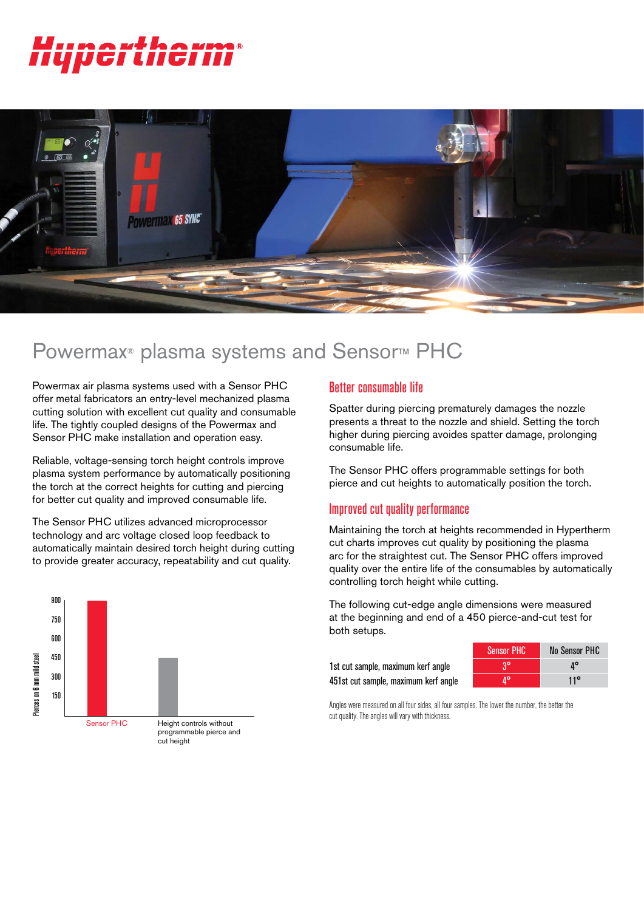# Powermax® plasma systems and Sensor™ PHC

Powermax air plasma systems used with a Sensor PHC offer metal fabricators an entry-level mechanized plasma cutting solution with excellent cut quality and consumable life. The tightly coupled designs of the Powermax and Sensor PHC make installation and operation easy.

Reliable, voltage-sensing torch height controls improve plasma system performance by automatically positioning the torch at the correct heights for cutting and piercing for better cut quality and improved consumable life.

The Sensor PHC utilizes advanced microprocessor technology and arc voltage closed loop feedback to automatically maintain desired torch height during cutting to provide greater accuracy, repeatability and cut quality.

Pierces on 6 mm mild steel

900
750
600
450
300
150

Sensor PHC

Height controls without programmable pierce and cut height

## Better consumable life

Spatter during piercing prematurely damages the nozzle presents a threat to the nozzle and shield. Setting the torch higher during piercing avoides spatter damage, prolonging consumable life.

The Sensor PHC offers programmable settings for both pierce and cut heights to automatically position the torch.

## Improved cut quality performance

Maintaining the torch at heights recommended in Hypertherm cut charts improves cut quality by positioning the plasma arc for the straightest cut. The Sensor PHC offers improved quality over the entire life of the consumables by automatically controlling torch height while cutting.

The following cut-edge angle dimensions were measured at the beginning and end of a 450 pierce-and-cut test for both setups.

| | Sensor PHC | No Sensor PHC |
|---|---|---|
| 1st cut sample, maximum kerf angle | 3° | 4° |
| 451st cut sample, maximum kerf angle | 4° | 11° |

Angles were measured on all four sides, all four samples. The lower the number, the better the cut quality. The angles will vary with thickness.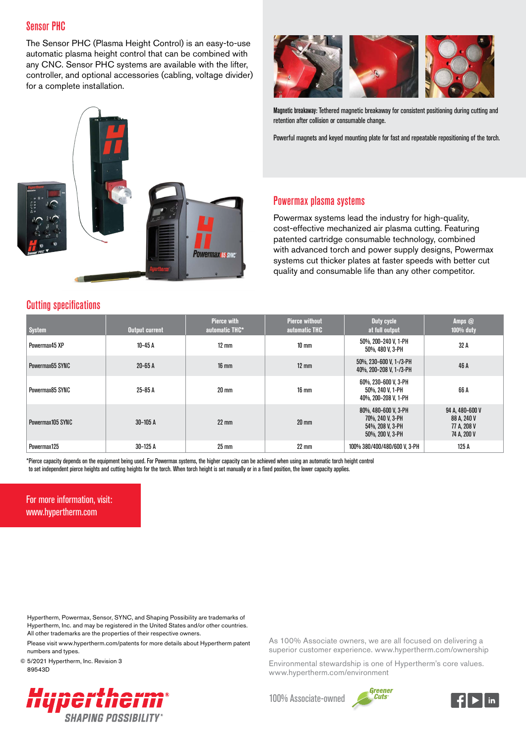## Sensor PHC

The Sensor PHC (Plasma Height Control) is an easy-to-use automatic plasma height control that can be combined with any CNC. Sensor PHC systems are available with the lifter, controller, and optional accessories (cabling, voltage divider) for a complete installation.

Magnetic breakaway: Tethered magnetic breakaway for consistent positioning during cutting and retention after collision or consumable change.

Powerful magnets and keyed mounting plate for fast and repeatable repositioning of the torch.

## Powermax plasma systems

Powermax systems lead the industry for high-quality, cost-effective mechanized air plasma cutting. Featuring patented cartridge consumable technology, combined with advanced torch and power supply designs, Powermax systems cut thicker plates at faster speeds with better cut quality and consumable life than any other competitor.

## Cutting specifications

| System | Output current | Pierce with automatic THC* | Pierce without automatic THC | Duty cycle at full output | Amps @ 100% duty |
|---|---|---|---|---|---|
| Powermax45 XP | 10–45 A | 12 mm | 10 mm | 50%, 200–240 V, 1-PH<br>50%, 480 V, 3-PH | 32 A |
| Powermax65 SYNC | 20–65 A | 16 mm | 12 mm | 50%, 230–600 V, 1-/3-PH<br>40%, 200–208 V, 1-/3-PH | 46 A |
| Powermax85 SYNC | 25–85 A | 20 mm | 16 mm | 60%, 230–600 V, 3-PH<br>50%, 240 V, 1-PH<br>40%, 200–208 V, 1-PH | 66 A |
| Powermax105 SYNC | 30–105 A | 22 mm | 20 mm | 80%, 480–600 V, 3-PH<br>70%, 240 V, 3-PH<br>54%, 208 V, 3-PH<br>50%, 200 V, 3-PH | 94 A, 480–600 V<br>88 A, 240 V<br>77 A, 208 V<br>74 A, 200 V |
| Powermax125 | 30–125 A | 25 mm | 22 mm | 100% 380/400/480/600 V, 3-PH | 125 A |

*Pierce capacity depends on the equipment being used. For Powermax systems, the higher capacity can be achieved when using an automatic torch height control to set independent pierce heights and cutting heights for the torch. When torch height is set manually or in a fixed position, the lower capacity applies.

For more information, visit:
www.hypertherm.com

Hypertherm, Powermax, Sensor, SYNC, and Shaping Possibility are trademarks of Hypertherm, Inc. and may be registered in the United States and/or other countries. All other trademarks are the properties of their respective owners.

Please visit www.hypertherm.com/patents for more details about Hypertherm patent numbers and types.

© 5/2021 Hypertherm, Inc. Revision 3
89543D

As 100% Associate owners, we are all focused on delivering a superior customer experience. www.hypertherm.com/ownership

Environmental stewardship is one of Hypertherm's core values. www.hypertherm.com/environment

Hypertherm® SHAPING POSSIBILITY®

100% Associate-owned

Greener Cuts